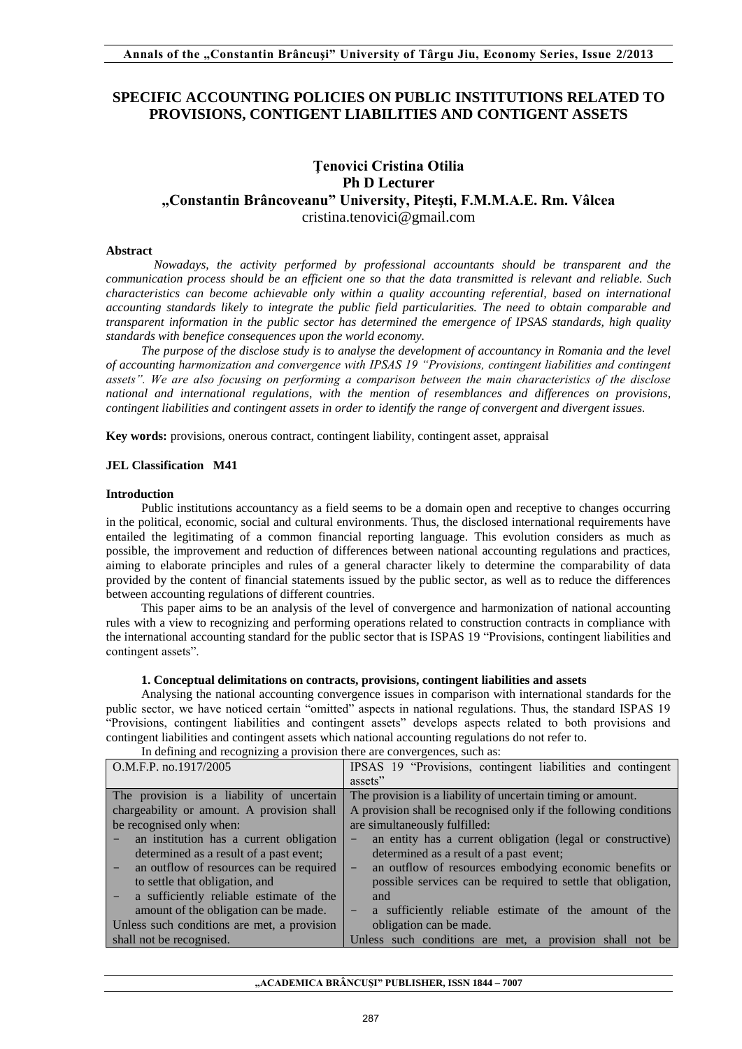# SPECIFIC ACCOUNTING POLICIES ON PUBLIC INSTITUTIONS RELATED TO PROVISIONS, CONTIGENT LIABILITIES AND CONTIGENT ASSETS

**Ţenovici Cristina Otilia**
**Ph D Lecturer**
**„Constantin Brâncoveanu" University, Piteşti, F.M.M.A.E. Rm. Vâlcea**
cristina.tenovici@gmail.com

**Abstract**

*Nowadays, the activity performed by professional accountants should be transparent and the communication process should be an efficient one so that the data transmitted is relevant and reliable. Such characteristics can become achievable only within a quality accounting referential, based on international accounting standards likely to integrate the public field particularities. The need to obtain comparable and transparent information in the public sector has determined the emergence of IPSAS standards, high quality standards with benefice consequences upon the world economy.*

*The purpose of the disclose study is to analyse the development of accountancy in Romania and the level of accounting harmonization and convergence with IPSAS 19 "Provisions, contingent liabilities and contingent assets". We are also focusing on performing a comparison between the main characteristics of the disclose national and international regulations, with the mention of resemblances and differences on provisions, contingent liabilities and contingent assets in order to identify the range of convergent and divergent issues.*

**Key words:** provisions, onerous contract, contingent liability, contingent asset, appraisal

**JEL Classification M41**

**Introduction**

Public institutions accountancy as a field seems to be a domain open and receptive to changes occurring in the political, economic, social and cultural environments. Thus, the disclosed international requirements have entailed the legitimating of a common financial reporting language. This evolution considers as much as possible, the improvement and reduction of differences between national accounting regulations and practices, aiming to elaborate principles and rules of a general character likely to determine the comparability of data provided by the content of financial statements issued by the public sector, as well as to reduce the differences between accounting regulations of different countries.

This paper aims to be an analysis of the level of convergence and harmonization of national accounting rules with a view to recognizing and performing operations related to construction contracts in compliance with the international accounting standard for the public sector that is ISPAS 19 "Provisions, contingent liabilities and contingent assets".

**1. Conceptual delimitations on contracts, provisions, contingent liabilities and assets**

Analysing the national accounting convergence issues in comparison with international standards for the public sector, we have noticed certain "omitted" aspects in national regulations. Thus, the standard ISPAS 19 "Provisions, contingent liabilities and contingent assets" develops aspects related to both provisions and contingent liabilities and contingent assets which national accounting regulations do not refer to.

In defining and recognizing a provision there are convergences, such as:

| O.M.F.P. no.1917/2005 | IPSAS 19 "Provisions, contingent liabilities and contingent assets" |
|---|---|
| The provision is a liability of uncertain chargeability or amount. A provision shall be recognised only when:<br>- an institution has a current obligation determined as a result of a past event;<br>- an outflow of resources can be required to settle that obligation, and<br>- a sufficiently reliable estimate of the amount of the obligation can be made.<br>Unless such conditions are met, a provision shall not be recognised. | The provision is a liability of uncertain timing or amount.<br>A provision shall be recognised only if the following conditions are simultaneously fulfilled:<br>- an entity has a current obligation (legal or constructive) determined as a result of a past event;<br>- an outflow of resources embodying economic benefits or possible services can be required to settle that obligation, and<br>- a sufficiently reliable estimate of the amount of the obligation can be made.<br>Unless such conditions are met, a provision shall not be |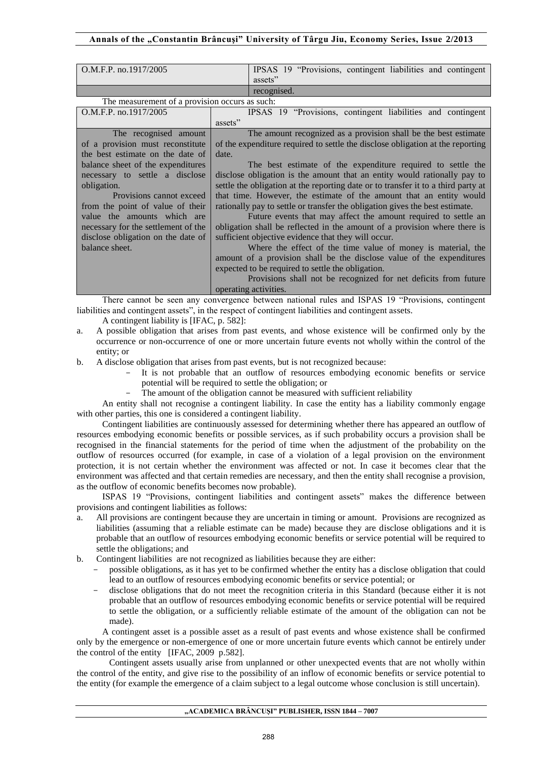| O.M.F.P. no.1917/2005 | IPSAS 19 "Provisions, contingent liabilities and contingent assets" |
|---|---|
| | recognised. |

The measurement of a provision occurs as such:

| O.M.F.P. no.1917/2005 | IPSAS 19 "Provisions, contingent liabilities and contingent assets" |
|---|---|
| The recognised amount of a provision must reconstitute the best estimate on the date of balance sheet of the expenditures necessary to settle a disclose obligation.<br>Provisions cannot exceed from the point of value of their value the amounts which are necessary for the settlement of the disclose obligation on the date of balance sheet. | The amount recognized as a provision shall be the best estimate of the expenditure required to settle the disclose obligation at the reporting date.<br>The best estimate of the expenditure required to settle the disclose obligation is the amount that an entity would rationally pay to settle the obligation at the reporting date or to transfer it to a third party at that time. However, the estimate of the amount that an entity would rationally pay to settle or transfer the obligation gives the best estimate.<br>Future events that may affect the amount required to settle an obligation shall be reflected in the amount of a provision where there is sufficient objective evidence that they will occur.<br>Where the effect of the time value of money is material, the amount of a provision shall be the disclose value of the expenditures expected to be required to settle the obligation.<br>Provisions shall not be recognized for net deficits from future operating activities. |

There cannot be seen any convergence between national rules and ISPAS 19 "Provisions, contingent liabilities and contingent assets", in the respect of contingent liabilities and contingent assets.

A contingent liability is [IFAC, p. 582]:

a. A possible obligation that arises from past events, and whose existence will be confirmed only by the occurrence or non-occurrence of one or more uncertain future events not wholly within the control of the entity; or
b. A disclose obligation that arises from past events, but is not recognized because:
   - It is not probable that an outflow of resources embodying economic benefits or service potential will be required to settle the obligation; or
   - The amount of the obligation cannot be measured with sufficient reliability

An entity shall not recognise a contingent liability. In case the entity has a liability commonly engage with other parties, this one is considered a contingent liability.

Contingent liabilities are continuously assessed for determining whether there has appeared an outflow of resources embodying economic benefits or possible services, as if such probability occurs a provision shall be recognised in the financial statements for the period of time when the adjustment of the probability on the outflow of resources occurred (for example, in case of a violation of a legal provision on the environment protection, it is not certain whether the environment was affected or not. In case it becomes clear that the environment was affected and that certain remedies are necessary, and then the entity shall recognise a provision, as the outflow of economic benefits becomes now probable).

ISPAS 19 "Provisions, contingent liabilities and contingent assets" makes the difference between provisions and contingent liabilities as follows:

a. All provisions are contingent because they are uncertain in timing or amount. Provisions are recognized as liabilities (assuming that a reliable estimate can be made) because they are disclose obligations and it is probable that an outflow of resources embodying economic benefits or service potential will be required to settle the obligations; and
b. Contingent liabilities are not recognized as liabilities because they are either:
   - possible obligations, as it has yet to be confirmed whether the entity has a disclose obligation that could lead to an outflow of resources embodying economic benefits or service potential; or
   - disclose obligations that do not meet the recognition criteria in this Standard (because either it is not probable that an outflow of resources embodying economic benefits or service potential will be required to settle the obligation, or a sufficiently reliable estimate of the amount of the obligation can not be made).

A contingent asset is a possible asset as a result of past events and whose existence shall be confirmed only by the emergence or non-emergence of one or more uncertain future events which cannot be entirely under the control of the entity [IFAC, 2009 p.582].

Contingent assets usually arise from unplanned or other unexpected events that are not wholly within the control of the entity, and give rise to the possibility of an inflow of economic benefits or service potential to the entity (for example the emergence of a claim subject to a legal outcome whose conclusion is still uncertain).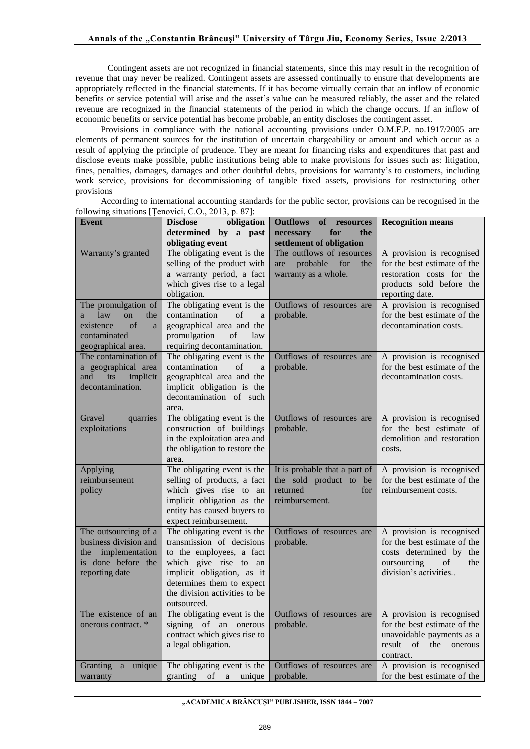Contingent assets are not recognized in financial statements, since this may result in the recognition of revenue that may never be realized. Contingent assets are assessed continually to ensure that developments are appropriately reflected in the financial statements. If it has become virtually certain that an inflow of economic benefits or service potential will arise and the asset's value can be measured reliably, the asset and the related revenue are recognized in the financial statements of the period in which the change occurs. If an inflow of economic benefits or service potential has become probable, an entity discloses the contingent asset.

Provisions in compliance with the national accounting provisions under O.M.F.P. no.1917/2005 are elements of permanent sources for the institution of uncertain chargeability or amount and which occur as a result of applying the principle of prudence. They are meant for financing risks and expenditures that past and disclose events make possible, public institutions being able to make provisions for issues such as: litigation, fines, penalties, damages, damages and other doubtful debts, provisions for warranty's to customers, including work service, provisions for decommissioning of tangible fixed assets, provisions for restructuring other provisions

According to international accounting standards for the public sector, provisions can be recognised in the following situations [Ţenovici, C.O., 2013, p. 87]:

| **Event** | **Disclose obligation determined by a past obligating event** | **Outflows of resources necessary for the settlement of obligation** | **Recognition means** |
|---|---|---|---|
| Warranty's granted | The obligating event is the selling of the product with a warranty period, a fact which gives rise to a legal obligation. | The outflows of resources are probable for the warranty as a whole. | A provision is recognised for the best estimate of the restoration costs for the products sold before the reporting date. |
| The promulgation of a law on the existence of a contaminated geographical area. | The obligating event is the contamination of a geographical area and the promulgation of law requiring decontamination. | Outflows of resources are probable. | A provision is recognised for the best estimate of the decontamination costs. |
| The contamination of a geographical area and its implicit decontamination. | The obligating event is the contamination of a geographical area and the implicit obligation is the decontamination of such area. | Outflows of resources are probable. | A provision is recognised for the best estimate of the decontamination costs. |
| Gravel quarries exploitations | The obligating event is the construction of buildings in the exploitation area and the obligation to restore the area. | Outflows of resources are probable. | A provision is recognised for the best estimate of demolition and restoration costs. |
| Applying reimbursement policy | The obligating event is the selling of products, a fact which gives rise to an implicit obligation as the entity has caused buyers to expect reimbursement. | It is probable that a part of the sold product to be returned for reimbursement. | A provision is recognised for the best estimate of the reimbursement costs. |
| The outsourcing of a business division and the implementation is done before the reporting date | The obligating event is the transmission of decisions to the employees, a fact which give rise to an implicit obligation, as it determines them to expect the division activities to be outsourced. | Outflows of resources are probable. | A provision is recognised for the best estimate of the costs determined by the oursourcing of the division's activities.. |
| The existence of an onerous contract. * | The obligating event is the signing of an onerous contract which gives rise to a legal obligation. | Outflows of resources are probable. | A provision is recognised for the best estimate of the unavoidable payments as a result of the onerous contract. |
| Granting a unique warranty | The obligating event is the granting of a unique | Outflows of resources are probable. | A provision is recognised for the best estimate of the |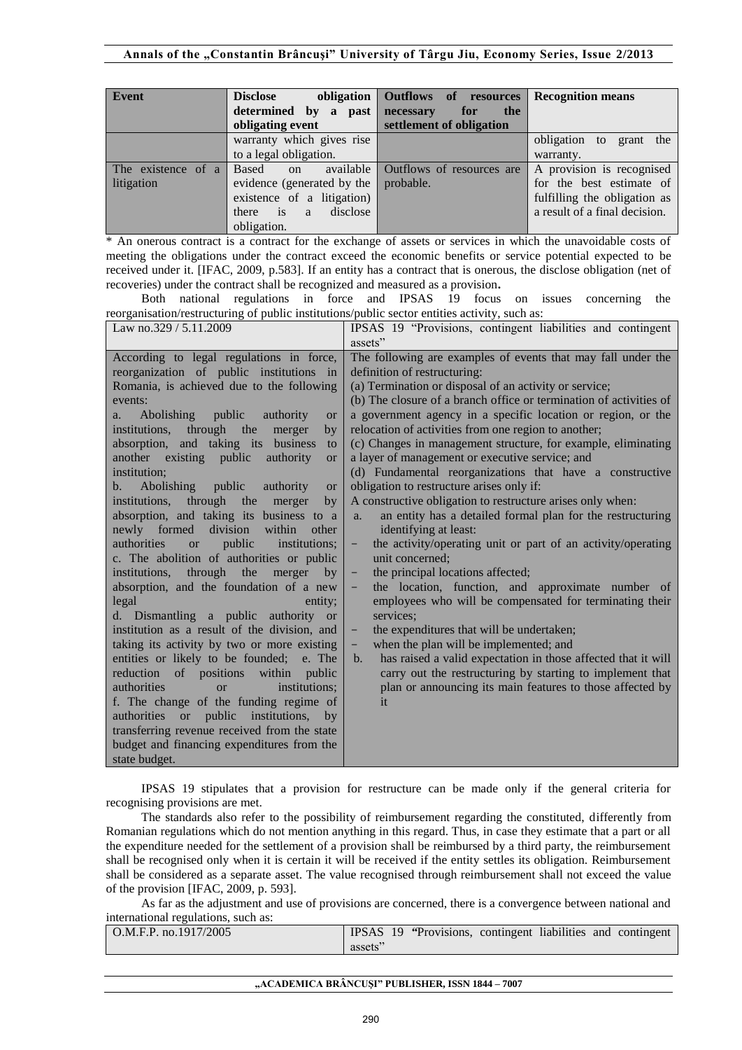| Event | Disclose obligation determined by a past obligating event | Outflows of resources necessary for the settlement of obligation | Recognition means |
|---|---|---|---|
| | warranty which gives rise to a legal obligation. | | obligation to grant the warranty. |
| The existence of a litigation | Based on available evidence (generated by the existence of a litigation) there is a disclose obligation. | Outflows of resources are probable. | A provision is recognised for the best estimate of fulfilling the obligation as a result of a final decision. |

\* An onerous contract is a contract for the exchange of assets or services in which the unavoidable costs of meeting the obligations under the contract exceed the economic benefits or service potential expected to be received under it. [IFAC, 2009, p.583]. If an entity has a contract that is onerous, the disclose obligation (net of recoveries) under the contract shall be recognized and measured as a provision**.**

Both national regulations in force and IPSAS 19 focus on issues concerning the reorganisation/restructuring of public institutions/public sector entities activity, such as:

| Law no.329 / 5.11.2009 | IPSAS 19 "Provisions, contingent liabilities and contingent assets" |
|---|---|
| According to legal regulations in force, reorganization of public institutions in Romania, is achieved due to the following events:<br>a. Abolishing public authority or institutions, through the merger by absorption, and taking its business to another existing public authority or institution;<br>b. Abolishing public authority or institutions, through the merger by absorption, and taking its business to a newly formed division within other authorities or public institutions;<br>c. The abolition of authorities or public institutions, through the merger by absorption, and the foundation of a new legal entity;<br>d. Dismantling a public authority or institution as a result of the division, and taking its activity by two or more existing entities or likely to be founded; e. The reduction of positions within public authorities or institutions;<br>f. The change of the funding regime of authorities or public institutions, by transferring revenue received from the state budget and financing expenditures from the state budget. | The following are examples of events that may fall under the definition of restructuring:<br>(a) Termination or disposal of an activity or service;<br>(b) The closure of a branch office or termination of activities of a government agency in a specific location or region, or the relocation of activities from one region to another;<br>(c) Changes in management structure, for example, eliminating a layer of management or executive service; and<br>(d) Fundamental reorganizations that have a constructive obligation to restructure arises only if:<br>A constructive obligation to restructure arises only when:<br>a. an entity has a detailed formal plan for the restructuring identifying at least:<br>− the activity/operating unit or part of an activity/operating unit concerned;<br>− the principal locations affected;<br>− the location, function, and approximate number of employees who will be compensated for terminating their services;<br>− the expenditures that will be undertaken;<br>− when the plan will be implemented; and<br>b. has raised a valid expectation in those affected that it will carry out the restructuring by starting to implement that plan or announcing its main features to those affected by it |

IPSAS 19 stipulates that a provision for restructure can be made only if the general criteria for recognising provisions are met.

The standards also refer to the possibility of reimbursement regarding the constituted, differently from Romanian regulations which do not mention anything in this regard. Thus, in case they estimate that a part or all the expenditure needed for the settlement of a provision shall be reimbursed by a third party, the reimbursement shall be recognised only when it is certain it will be received if the entity settles its obligation. Reimbursement shall be considered as a separate asset. The value recognised through reimbursement shall not exceed the value of the provision [IFAC, 2009, p. 593].

As far as the adjustment and use of provisions are concerned, there is a convergence between national and international regulations, such as:

| O.M.F.P. no.1917/2005 | IPSAS 19 "Provisions, contingent liabilities and contingent assets" |
|---|---|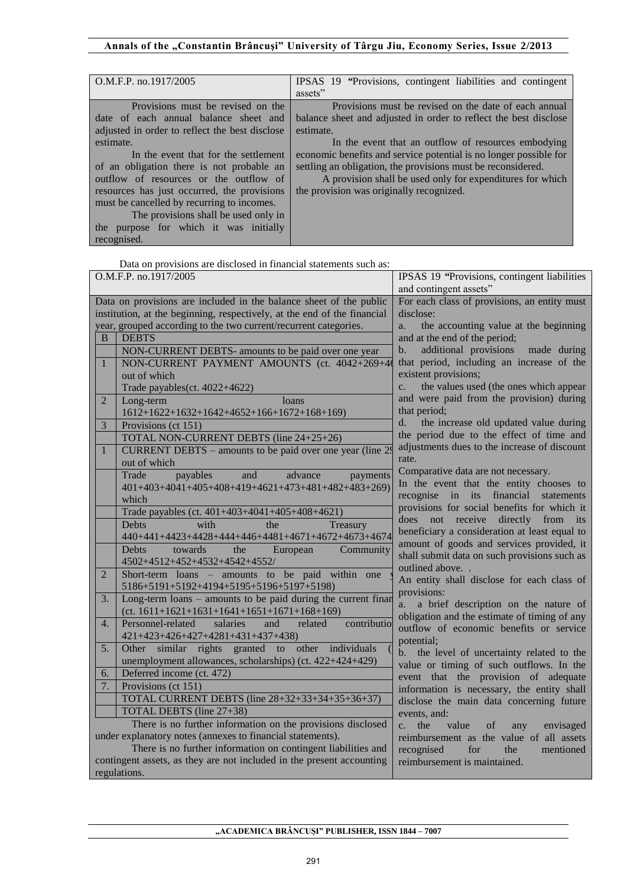| O.M.F.P. no.1917/2005 | IPSAS 19 "Provisions, contingent liabilities and contingent assets" |
|---|---|
| Provisions must be revised on the date of each annual balance sheet and adjusted in order to reflect the best disclose estimate.<br>In the event that for the settlement of an obligation there is not probable an outflow of resources or the outflow of resources has just occurred, the provisions must be cancelled by recurring to incomes.<br>The provisions shall be used only in the purpose for which it was initially recognised. | Provisions must be revised on the date of each annual balance sheet and adjusted in order to reflect the best disclose estimate.<br>In the event that an outflow of resources embodying economic benefits and service potential is no longer possible for settling an obligation, the provisions must be reconsidered.<br>A provision shall be used only for expenditures for which the provision was originally recognized. |

Data on provisions are disclosed in financial statements such as:

| O.M.F.P. no.1917/2005 | | IPSAS 19 "Provisions, contingent liabilities and contingent assets" |
|---|---|---|
| Data on provisions are included in the balance sheet of the public institution, at the beginning, respectively, at the end of the financial year, grouped according to the two current/recurrent categories. | | For each class of provisions, an entity must disclose:<br>a. the accounting value at the beginning and at the end of the period;<br>b. additional provisions made during that period, including an increase of the existent provisions;<br>c. the values used (the ones which appear and were paid from the provision) during that period;<br>d. the increase old updated value during the period due to the effect of time and adjustments dues to the increase of discount rate.<br>Comparative data are not necessary.<br>In the event that the entity chooses to recognise in its financial statements provisions for social benefits for which it does not receive directly from its beneficiary a consideration at least equal to amount of goods and services provided, it shall submit data on such provisions such as outlined above. .<br>An entity shall disclose for each class of provisions:<br>a. a brief description on the nature of obligation and the estimate of timing of any outflow of economic benefits or service potential;<br>b. the level of uncertainty related to the value or timing of such outflows. In the event that the provision of adequate information is necessary, the entity shall disclose the main data concerning future events, and:<br>c. the value of any envisaged reimbursement as the value of all assets recognised for the mentioned reimbursement is maintained. |
| B | DEBTS | |
| | NON-CURRENT DEBTS- amounts to be paid over one year | |
| 1 | NON-CURRENT PAYMENT AMOUNTS (ct. 4042+269+46<br>out of which<br>Trade payables(ct. 4022+4622) | |
| 2 | Long-term loans 1612+1622+1632+1642+4652+166+1672+168+169) | |
| 3 | Provisions (ct 151) | |
| | TOTAL NON-CURRENT DEBTS (line 24+25+26) | |
| 1 | CURRENT DEBTS – amounts to be paid over one year (line 29<br>out of which | |
| | Trade payables and advance payments 401+403+4041+405+408+419+4621+473+481+482+483+269)<br>which | |
| | Trade payables (ct. 401+403+4041+405+408+4621) | |
| | Debts with the Treasury 440+441+4423+4428+444+446+4481+4671+4672+4673+4674 | |
| | Debts towards the European Community 4502+4512+452+4532+4542+4552/ | |
| 2 | Short-term loans – amounts to be paid within one y 5186+5191+5192+4194+5195+5196+5197+5198) | |
| 3. | Long-term loans – amounts to be paid during the current finan (ct. 1611+1621+1631+1641+1651+1671+168+169) | |
| 4. | Personnel-related salaries and related contributio 421+423+426+427+4281+431+437+438) | |
| 5. | Other similar rights granted to other individuals ( unemployment allowances, scholarships) (ct. 422+424+429) | |
| 6. | Deferred income (ct. 472) | |
| 7. | Provisions (ct 151) | |
| | TOTAL CURRENT DEBTS (line 28+32+33+34+35+36+37) | |
| | TOTAL DEBTS (line 27+38) | |
| There is no further information on the provisions disclosed under explanatory notes (annexes to financial statements).<br>There is no further information on contingent liabilities and contingent assets, as they are not included in the present accounting regulations. | | |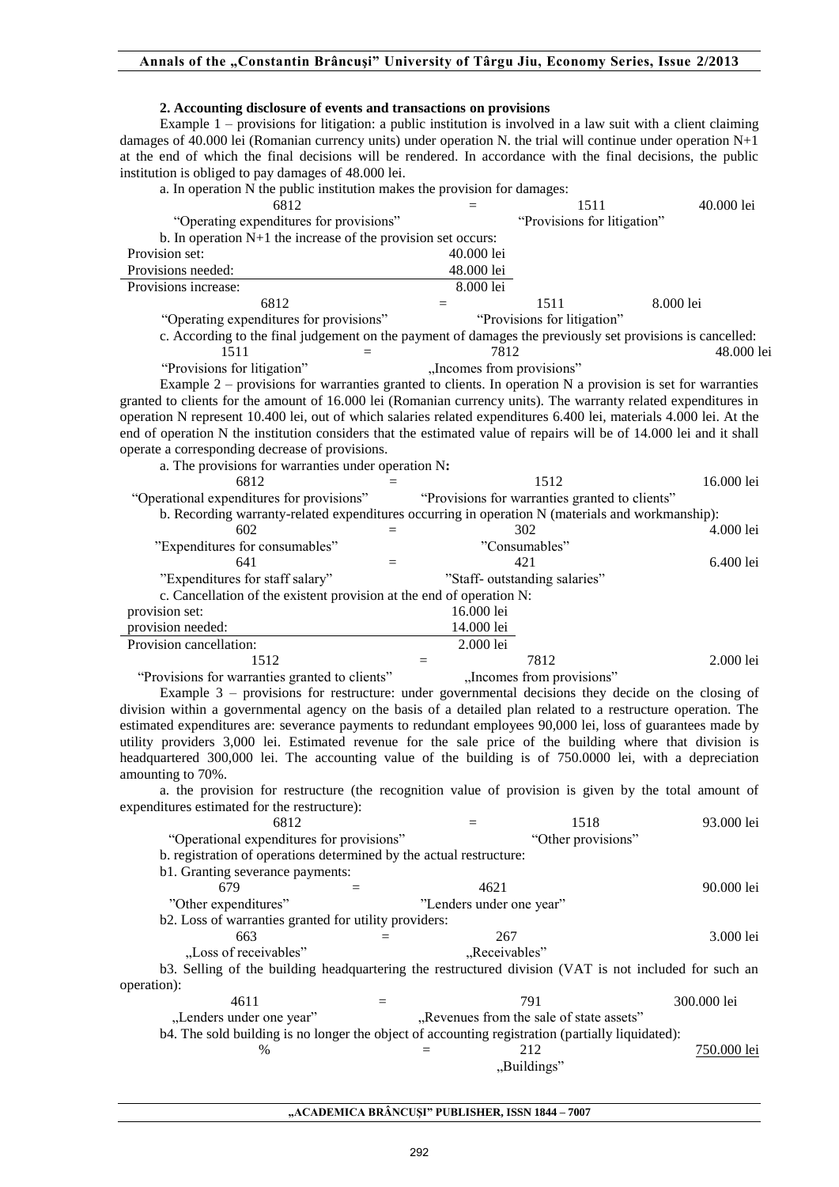### 2. Accounting disclosure of events and transactions on provisions

Example 1 – provisions for litigation: a public institution is involved in a law suit with a client claiming damages of 40.000 lei (Romanian currency units) under operation N. the trial will continue under operation N+1 at the end of which the final decisions will be rendered. In accordance with the final decisions, the public institution is obliged to pay damages of 48.000 lei.

a. In operation N the public institution makes the provision for damages:

| 6812 | = | 1511 | 40.000 lei |
|---|---|---|---|
| "Operating expenditures for provisions" | | "Provisions for litigation" | |

b. In operation N+1 the increase of the provision set occurs:

| | |
|---|---|
| Provision set: | 40.000 lei |
| Provisions needed: | 48.000 lei |
| Provisions increase: | 8.000 lei |

| 6812 | = | 1511 | 8.000 lei |
|---|---|---|---|
| "Operating expenditures for provisions" | | "Provisions for litigation" | |

c. According to the final judgement on the payment of damages the previously set provisions is cancelled:

| 1511 | = | 7812 | 48.000 lei |
|---|---|---|---|
| "Provisions for litigation" | | „Incomes from provisions" | |

Example 2 – provisions for warranties granted to clients. In operation N a provision is set for warranties granted to clients for the amount of 16.000 lei (Romanian currency units). The warranty related expenditures in operation N represent 10.400 lei, out of which salaries related expenditures 6.400 lei, materials 4.000 lei. At the end of operation N the institution considers that the estimated value of repairs will be of 14.000 lei and it shall operate a corresponding decrease of provisions.

a. The provisions for warranties under operation N**:**

| 6812 | = | 1512 | 16.000 lei |
|---|---|---|---|
| "Operational expenditures for provisions" | | "Provisions for warranties granted to clients" | |

b. Recording warranty-related expenditures occurring in operation N (materials and workmanship):

| 602 | = | 302 | 4.000 lei |
|---|---|---|---|
| "Expenditures for consumables" | | "Consumables" | |
| 641 | = | 421 | 6.400 lei |
| "Expenditures for staff salary" | | "Staff- outstanding salaries" | |

c. Cancellation of the existent provision at the end of operation N:

| | |
|---|---|
| provision set: | 16.000 lei |
| provision needed: | 14.000 lei |
| Provision cancellation: | 2.000 lei |

| 1512 | = | 7812 | 2.000 lei |
|---|---|---|---|
| "Provisions for warranties granted to clients" | | „Incomes from provisions" | |

Example 3 – provisions for restructure: under governmental decisions they decide on the closing of division within a governmental agency on the basis of a detailed plan related to a restructure operation. The estimated expenditures are: severance payments to redundant employees 90,000 lei, loss of guarantees made by utility providers 3,000 lei. Estimated revenue for the sale price of the building where that division is headquartered 300,000 lei. The accounting value of the building is of 750.0000 lei, with a depreciation amounting to 70%.

a. the provision for restructure (the recognition value of provision is given by the total amount of expenditures estimated for the restructure):

| 6812 | = | 1518 | 93.000 lei |
|---|---|---|---|
| "Operational expenditures for provisions" | | "Other provisions" | |

b. registration of operations determined by the actual restructure:

b1. Granting severance payments:

| 679 | = | 4621 | 90.000 lei |
|---|---|---|---|
| "Other expenditures" | | "Lenders under one year" | |

b2. Loss of warranties granted for utility providers:

| 663 | = | 267 | 3.000 lei |
|---|---|---|---|
| „Loss of receivables" | | „Receivables" | |

b3. Selling of the building headquartering the restructured division (VAT is not included for such an operation):

| 4611 | = | 791 | 300.000 lei |
|---|---|---|---|
| „Lenders under one year" | | „Revenues from the sale of state assets" | |

b4. The sold building is no longer the object of accounting registration (partially liquidated):

| % | = | 212 | 750.000 lei |
|---|---|---|---|
| | | „Buildings" | |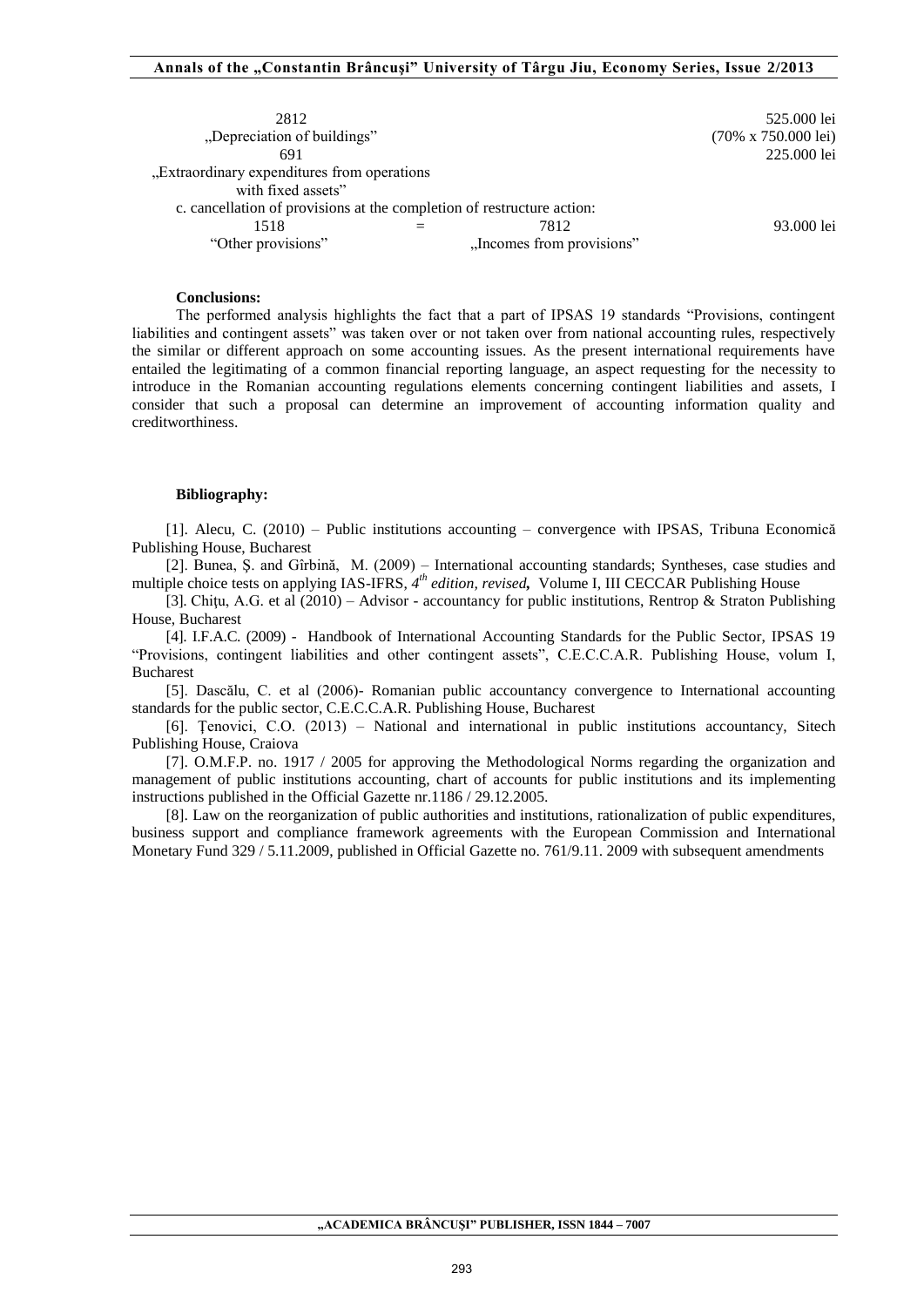| | | | |
|---|---|---|---|
| 2812 | | | 525.000 lei |
| „Depreciation of buildings" | | | (70% x 750.000 lei) |
| 691 | | | 225.000 lei |
| „Extraordinary expenditures from operations with fixed assets" | | | |

c. cancellation of provisions at the completion of restructure action:

| | | | |
|---|---|---|---|
| 1518 | = | 7812 | 93.000 lei |
| "Other provisions" | | „Incomes from provisions" | |

**Conclusions:**

The performed analysis highlights the fact that a part of IPSAS 19 standards "Provisions, contingent liabilities and contingent assets" was taken over or not taken over from national accounting rules, respectively the similar or different approach on some accounting issues. As the present international requirements have entailed the legitimating of a common financial reporting language, an aspect requesting for the necessity to introduce in the Romanian accounting regulations elements concerning contingent liabilities and assets, I consider that such a proposal can determine an improvement of accounting information quality and creditworthiness.

**Bibliography:**

[1]. Alecu, C. (2010) – Public institutions accounting – convergence with IPSAS, Tribuna Economică Publishing House, Bucharest

[2]. Bunea, Ş. and Gîrbină, M. (2009) – International accounting standards; Syntheses, case studies and multiple choice tests on applying IAS-IFRS, *4th edition, revised,* Volume I, III CECCAR Publishing House

[3]. Chiţu, A.G. et al (2010) – Advisor - accountancy for public institutions, Rentrop & Straton Publishing House, Bucharest

[4]. I.F.A.C. (2009) - Handbook of International Accounting Standards for the Public Sector, IPSAS 19 "Provisions, contingent liabilities and other contingent assets", C.E.C.C.A.R. Publishing House, volum I, Bucharest

[5]. Dascălu, C. et al (2006)- Romanian public accountancy convergence to International accounting standards for the public sector, C.E.C.C.A.R. Publishing House, Bucharest

[6]. Ţenovici, C.O. (2013) – National and international in public institutions accountancy, Sitech Publishing House, Craiova

[7]. O.M.F.P. no. 1917 / 2005 for approving the Methodological Norms regarding the organization and management of public institutions accounting, chart of accounts for public institutions and its implementing instructions published in the Official Gazette nr.1186 / 29.12.2005.

[8]. Law on the reorganization of public authorities and institutions, rationalization of public expenditures, business support and compliance framework agreements with the European Commission and International Monetary Fund 329 / 5.11.2009, published in Official Gazette no. 761/9.11. 2009 with subsequent amendments